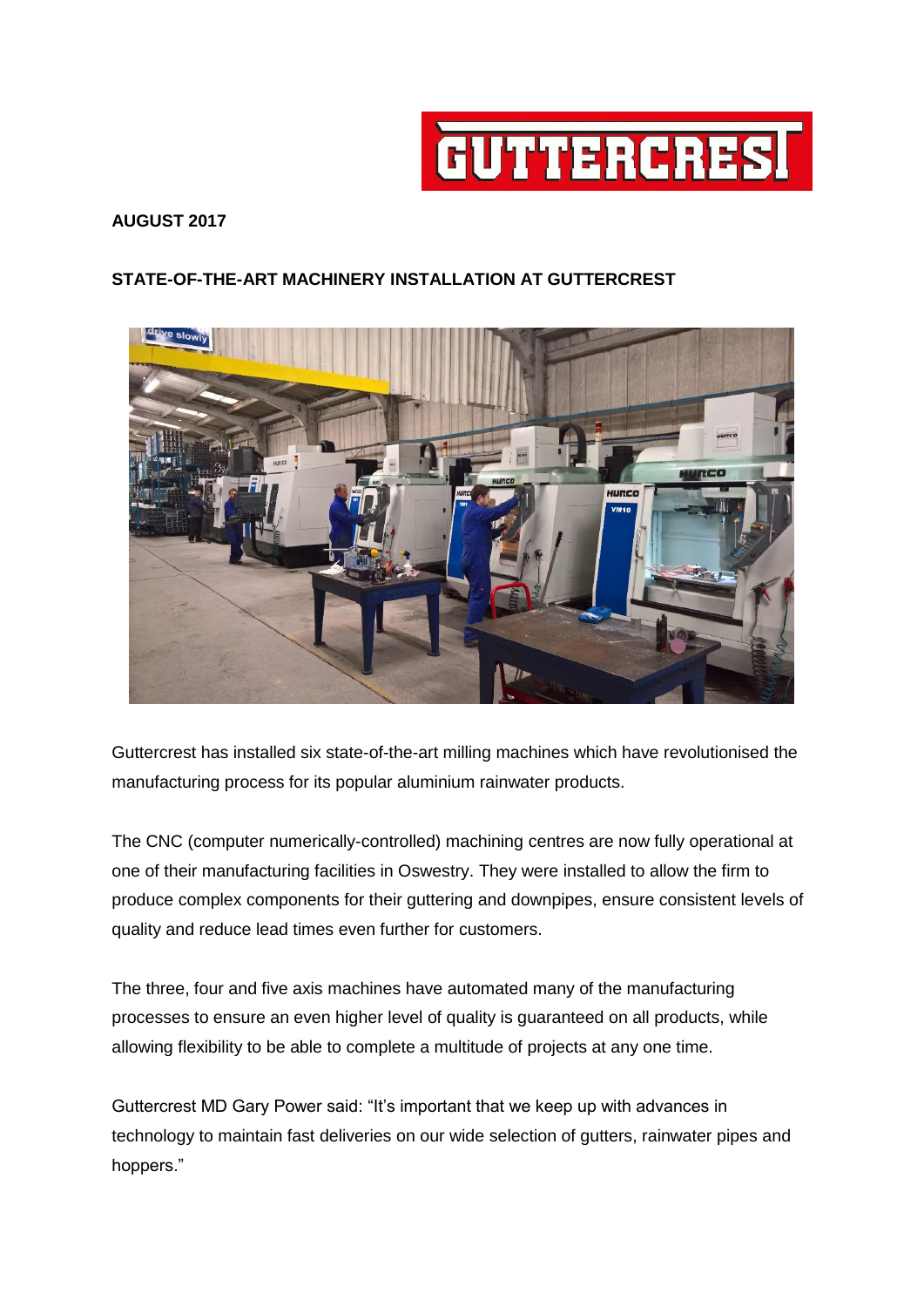**AUGUST 2017**

**STATE-OF-THE-ART MACHINERY INSTALLATION AT GUTTERCREST**

Guttercrest has installed six state-of-the-art milling machines which have revolutionised the manufacturing process for its popular aluminium rainwater products.

The CNC (computer numerically-controlled) machining centres are now fully operational at one of their manufacturing facilities in Oswestry. They were installed to allow the firm to produce complex components for their guttering and downpipes, ensure consistent levels of quality and reduce lead times even further for customers.

The three, four and five axis machines have automated many of the manufacturing processes to ensure an even higher level of quality is guaranteed on all products, while allowing flexibility to be able to complete a multitude of projects at any one time.

Guttercrest MD Gary Power said: "It's important that we keep up with advances in technology to maintain fast deliveries on our wide selection of gutters, rainwater pipes and hoppers."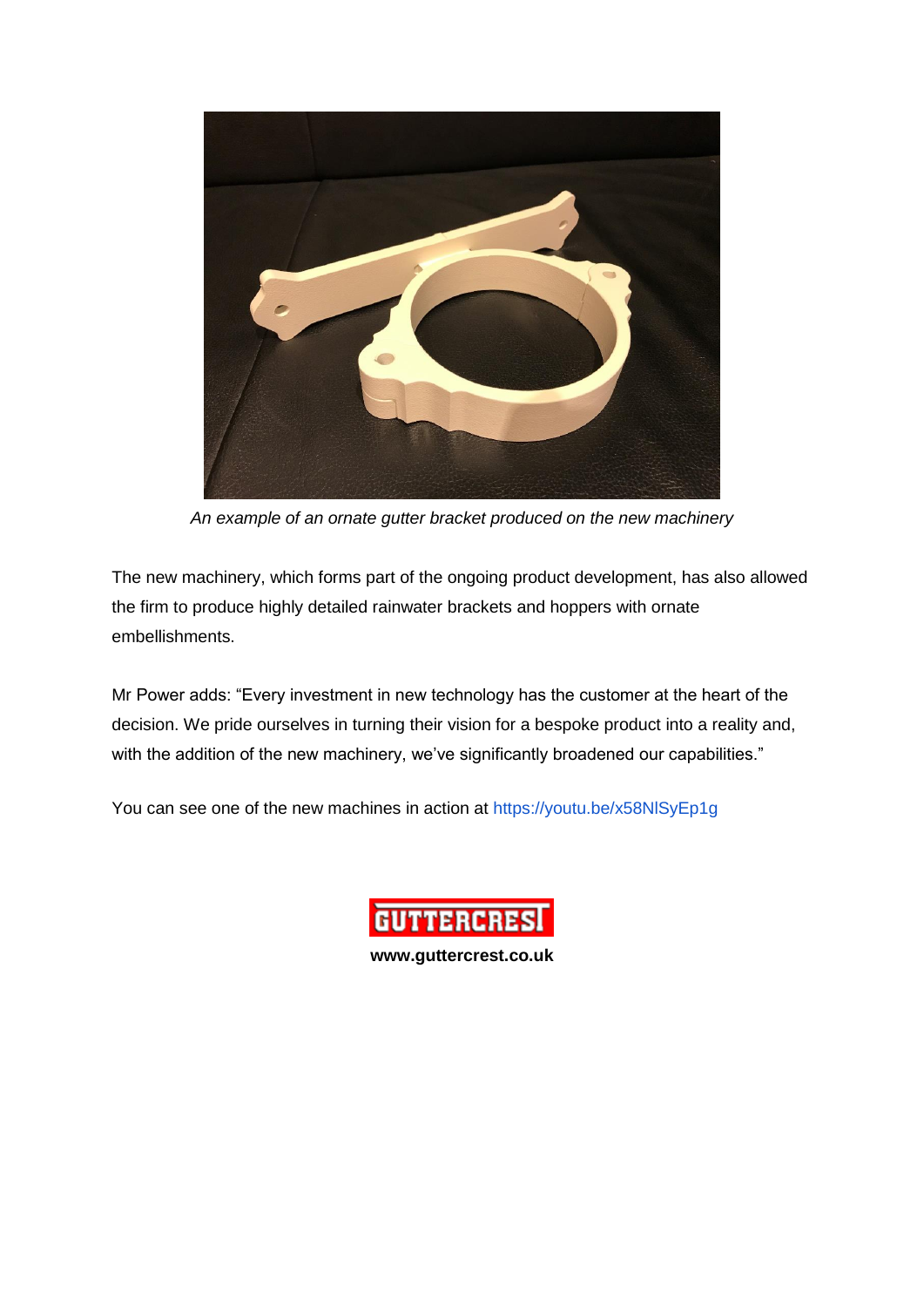*An example of an ornate gutter bracket produced on the new machinery*

The new machinery, which forms part of the ongoing product development, has also allowed the firm to produce highly detailed rainwater brackets and hoppers with ornate embellishments.

Mr Power adds: “Every investment in new technology has the customer at the heart of the decision. We pride ourselves in turning their vision for a bespoke product into a reality and, with the addition of the new machinery, we’ve significantly broadened our capabilities.”

You can see one of the new machines in action at https://youtu.be/x58NlSyEp1g

GUTTERCREST

**www.guttercrest.co.uk**